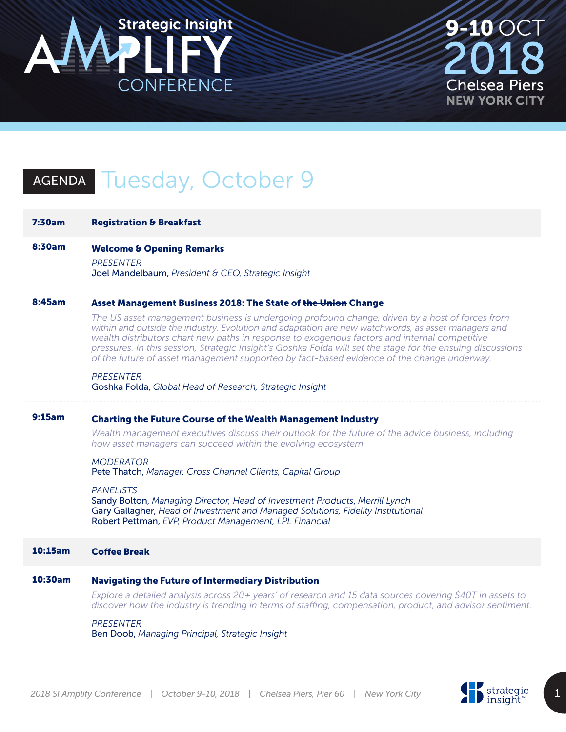# Strategic Insight AMPLIFY CONFERENCE

**9-10 OCT 2018**
Chelsea Piers
NEW YORK CITY

## AGENDA Tuesday, October 9

**7:30am** — **Registration & Breakfast**

**8:30am** — **Welcome & Opening Remarks**

*PRESENTER*
Joel Mandelbaum, *President & CEO, Strategic Insight*

**8:45am** — **Asset Management Business 2018: The State of ~~the Union~~ Change**

*The US asset management business is undergoing profound change, driven by a host of forces from within and outside the industry. Evolution and adaptation are new watchwords, as asset managers and wealth distributors chart new paths in response to exogenous factors and internal competitive pressures. In this session, Strategic Insight's Goshka Folda will set the stage for the ensuing discussions of the future of asset management supported by fact-based evidence of the change underway.*

*PRESENTER*
Goshka Folda, *Global Head of Research, Strategic Insight*

**9:15am** — **Charting the Future Course of the Wealth Management Industry**

*Wealth management executives discuss their outlook for the future of the advice business, including how asset managers can succeed within the evolving ecosystem.*

*MODERATOR*
Pete Thatch, *Manager, Cross Channel Clients, Capital Group*

*PANELISTS*
Sandy Bolton, *Managing Director, Head of Investment Products, Merrill Lynch*
Gary Gallagher, *Head of Investment and Managed Solutions, Fidelity Institutional*
Robert Pettman, *EVP, Product Management, LPL Financial*

**10:15am** — **Coffee Break**

**10:30am** — **Navigating the Future of Intermediary Distribution**

*Explore a detailed analysis across 20+ years' of research and 15 data sources covering $40T in assets to discover how the industry is trending in terms of staffing, compensation, product, and advisor sentiment.*

*PRESENTER*
Ben Doob, *Managing Principal, Strategic Insight*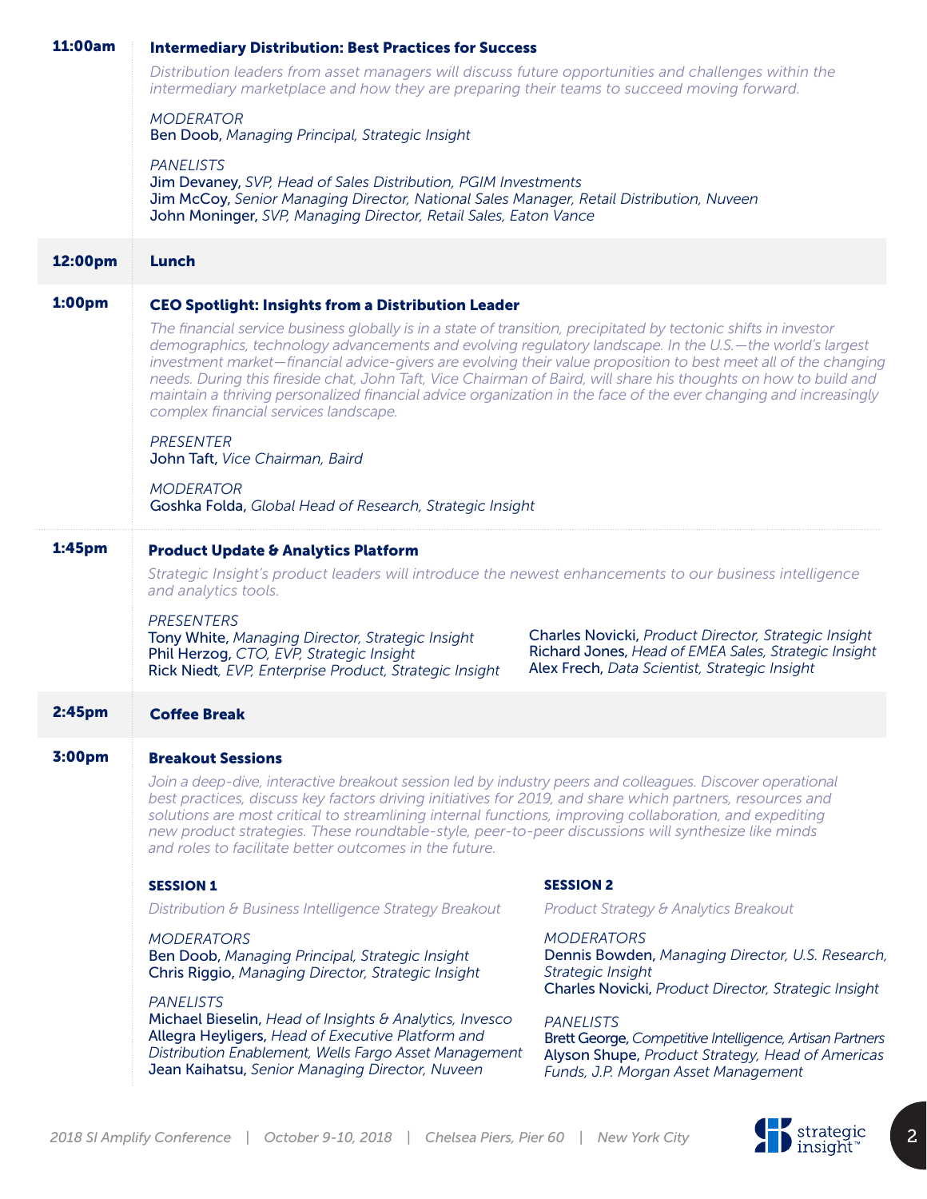**11:00am**

### Intermediary Distribution: Best Practices for Success

*Distribution leaders from asset managers will discuss future opportunities and challenges within the intermediary marketplace and how they are preparing their teams to succeed moving forward.*

*MODERATOR*
Ben Doob, *Managing Principal, Strategic Insight*

*PANELISTS*
Jim Devaney, *SVP, Head of Sales Distribution, PGIM Investments*
Jim McCoy, *Senior Managing Director, National Sales Manager, Retail Distribution, Nuveen*
John Moninger, *SVP, Managing Director, Retail Sales, Eaton Vance*

**12:00pm**

### Lunch

**1:00pm**

### CEO Spotlight: Insights from a Distribution Leader

*The financial service business globally is in a state of transition, precipitated by tectonic shifts in investor demographics, technology advancements and evolving regulatory landscape. In the U.S.—the world's largest investment market—financial advice-givers are evolving their value proposition to best meet all of the changing needs. During this fireside chat, John Taft, Vice Chairman of Baird, will share his thoughts on how to build and maintain a thriving personalized financial advice organization in the face of the ever changing and increasingly complex financial services landscape.*

*PRESENTER*
John Taft, *Vice Chairman, Baird*

*MODERATOR*
Goshka Folda, *Global Head of Research, Strategic Insight*

**1:45pm**

### Product Update & Analytics Platform

*Strategic Insight's product leaders will introduce the newest enhancements to our business intelligence and analytics tools.*

*PRESENTERS*
Tony White, *Managing Director, Strategic Insight*
Phil Herzog, *CTO, EVP, Strategic Insight*
Rick Niedt, *EVP, Enterprise Product, Strategic Insight*
Charles Novicki, *Product Director, Strategic Insight*
Richard Jones, *Head of EMEA Sales, Strategic Insight*
Alex Frech, *Data Scientist, Strategic Insight*

**2:45pm**

### Coffee Break

**3:00pm**

### Breakout Sessions

*Join a deep-dive, interactive breakout session led by industry peers and colleagues. Discover operational best practices, discuss key factors driving initiatives for 2019, and share which partners, resources and solutions are most critical to streamlining internal functions, improving collaboration, and expediting new product strategies. These roundtable-style, peer-to-peer discussions will synthesize like minds and roles to facilitate better outcomes in the future.*

#### SESSION 1

*Distribution & Business Intelligence Strategy Breakout*

*MODERATORS*
Ben Doob, *Managing Principal, Strategic Insight*
Chris Riggio, *Managing Director, Strategic Insight*

*PANELISTS*
Michael Bieselin, *Head of Insights & Analytics, Invesco*
Allegra Heyligers, *Head of Executive Platform and Distribution Enablement, Wells Fargo Asset Management*
Jean Kaihatsu, *Senior Managing Director, Nuveen*

#### SESSION 2

*Product Strategy & Analytics Breakout*

*MODERATORS*
Dennis Bowden, *Managing Director, U.S. Research, Strategic Insight*
Charles Novicki, *Product Director, Strategic Insight*

*PANELISTS*
Brett George, *Competitive Intelligence, Artisan Partners*
Alyson Shupe, *Product Strategy, Head of Americas Funds, J.P. Morgan Asset Management*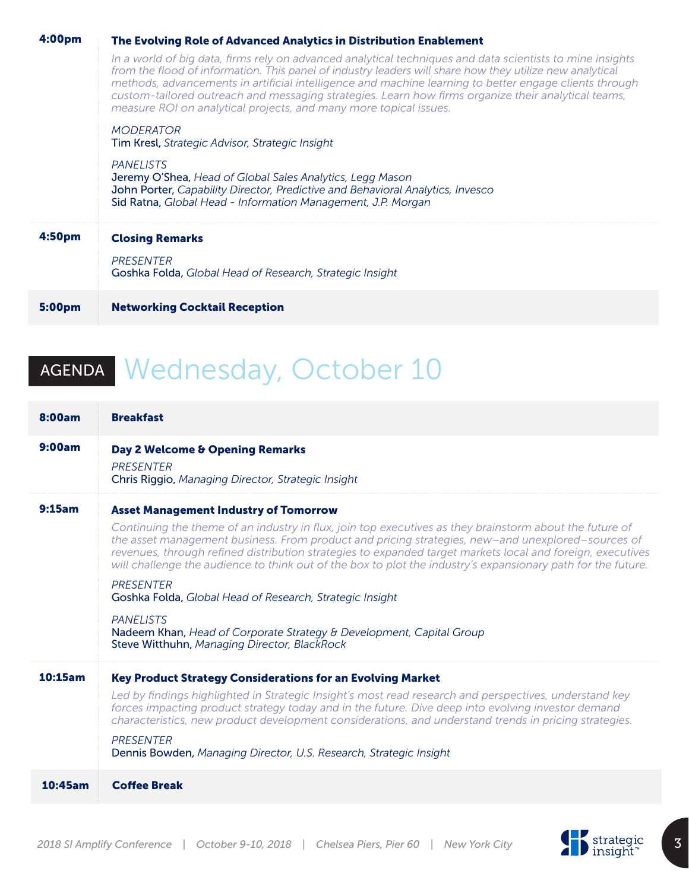**4:00pm** **The Evolving Role of Advanced Analytics in Distribution Enablement**

*In a world of big data, firms rely on advanced analytical techniques and data scientists to mine insights from the flood of information. This panel of industry leaders will share how they utilize new analytical methods, advancements in artificial intelligence and machine learning to better engage clients through custom-tailored outreach and messaging strategies. Learn how firms organize their analytical teams, measure ROI on analytical projects, and many more topical issues.*

*MODERATOR*
Tim Kresl, *Strategic Advisor, Strategic Insight*

*PANELISTS*
Jeremy O'Shea, *Head of Global Sales Analytics, Legg Mason*
John Porter, *Capability Director, Predictive and Behavioral Analytics, Invesco*
Sid Ratna, *Global Head - Information Management, J.P. Morgan*

**4:50pm** **Closing Remarks**

*PRESENTER*
Goshka Folda, *Global Head of Research, Strategic Insight*

**5:00pm** **Networking Cocktail Reception**

# AGENDA Wednesday, October 10

**8:00am** **Breakfast**

**9:00am** **Day 2 Welcome & Opening Remarks**

*PRESENTER*
Chris Riggio, *Managing Director, Strategic Insight*

**9:15am** **Asset Management Industry of Tomorrow**

*Continuing the theme of an industry in flux, join top executives as they brainstorm about the future of the asset management business. From product and pricing strategies, new–and unexplored–sources of revenues, through refined distribution strategies to expanded target markets local and foreign, executives will challenge the audience to think out of the box to plot the industry's expansionary path for the future.*

*PRESENTER*
Goshka Folda, *Global Head of Research, Strategic Insight*

*PANELISTS*
Nadeem Khan, *Head of Corporate Strategy & Development, Capital Group*
Steve Witthuhn, *Managing Director, BlackRock*

**10:15am** **Key Product Strategy Considerations for an Evolving Market**

*Led by findings highlighted in Strategic Insight's most read research and perspectives, understand key forces impacting product strategy today and in the future. Dive deep into evolving investor demand characteristics, new product development considerations, and understand trends in pricing strategies.*

*PRESENTER*
Dennis Bowden, *Managing Director, U.S. Research, Strategic Insight*

**10:45am** **Coffee Break**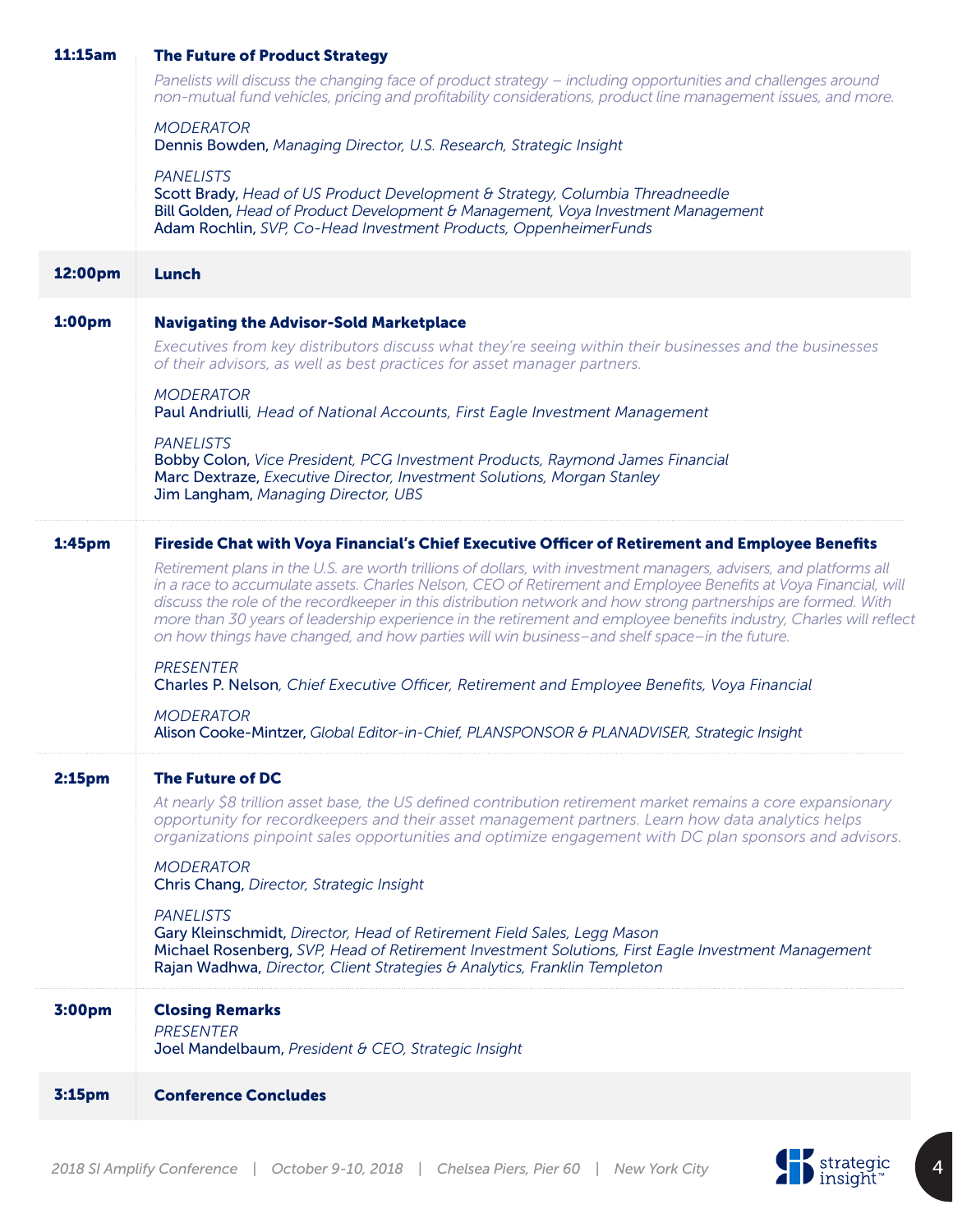**11:15am** **The Future of Product Strategy**

*Panelists will discuss the changing face of product strategy – including opportunities and challenges around non-mutual fund vehicles, pricing and profitability considerations, product line management issues, and more.*

*MODERATOR*
Dennis Bowden, *Managing Director, U.S. Research, Strategic Insight*

*PANELISTS*
Scott Brady, *Head of US Product Development & Strategy, Columbia Threadneedle*
Bill Golden, *Head of Product Development & Management, Voya Investment Management*
Adam Rochlin, *SVP, Co-Head Investment Products, OppenheimerFunds*

**12:00pm** **Lunch**

**1:00pm** **Navigating the Advisor-Sold Marketplace**

*Executives from key distributors discuss what they're seeing within their businesses and the businesses of their advisors, as well as best practices for asset manager partners.*

*MODERATOR*
Paul Andriulli, *Head of National Accounts, First Eagle Investment Management*

*PANELISTS*
Bobby Colon, *Vice President, PCG Investment Products, Raymond James Financial*
Marc Dextraze, *Executive Director, Investment Solutions, Morgan Stanley*
Jim Langham, *Managing Director, UBS*

**1:45pm** **Fireside Chat with Voya Financial's Chief Executive Officer of Retirement and Employee Benefits**

*Retirement plans in the U.S. are worth trillions of dollars, with investment managers, advisers, and platforms all in a race to accumulate assets. Charles Nelson, CEO of Retirement and Employee Benefits at Voya Financial, will discuss the role of the recordkeeper in this distribution network and how strong partnerships are formed. With more than 30 years of leadership experience in the retirement and employee benefits industry, Charles will reflect on how things have changed, and how parties will win business–and shelf space–in the future.*

*PRESENTER*
Charles P. Nelson, *Chief Executive Officer, Retirement and Employee Benefits, Voya Financial*

*MODERATOR*
Alison Cooke-Mintzer, *Global Editor-in-Chief, PLANSPONSOR & PLANADVISER, Strategic Insight*

**2:15pm** **The Future of DC**

*At nearly $8 trillion asset base, the US defined contribution retirement market remains a core expansionary opportunity for recordkeepers and their asset management partners. Learn how data analytics helps organizations pinpoint sales opportunities and optimize engagement with DC plan sponsors and advisors.*

*MODERATOR*
Chris Chang, *Director, Strategic Insight*

*PANELISTS*
Gary Kleinschmidt, *Director, Head of Retirement Field Sales, Legg Mason*
Michael Rosenberg, *SVP, Head of Retirement Investment Solutions, First Eagle Investment Management*
Rajan Wadhwa, *Director, Client Strategies & Analytics, Franklin Templeton*

**3:00pm** **Closing Remarks**

*PRESENTER*
Joel Mandelbaum, *President & CEO, Strategic Insight*

**3:15pm** **Conference Concludes**